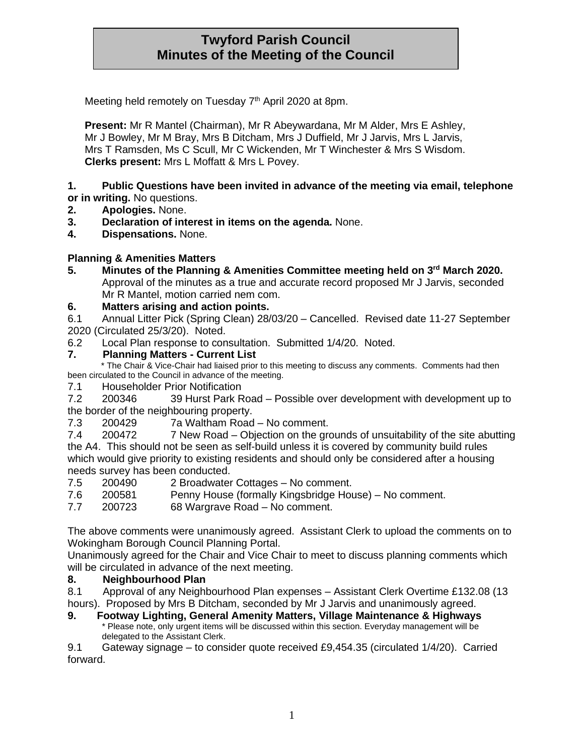# Twyford Parish Council
# Minutes of the Meeting of the Council

Meeting held remotely on Tuesday 7th April 2020 at 8pm.

**Present:** Mr R Mantel (Chairman), Mr R Abeywardana, Mr M Alder, Mrs E Ashley, Mr J Bowley, Mr M Bray, Mrs B Ditcham, Mrs J Duffield, Mr J Jarvis, Mrs L Jarvis, Mrs T Ramsden, Ms C Scull, Mr C Wickenden, Mr T Winchester & Mrs S Wisdom.
**Clerks present:** Mrs L Moffatt & Mrs L Povey.

**1. Public Questions have been invited in advance of the meeting via email, telephone or in writing.** No questions.
**2. Apologies.** None.
**3. Declaration of interest in items on the agenda.** None.
**4. Dispensations.** None.

**Planning & Amenities Matters**

**5. Minutes of the Planning & Amenities Committee meeting held on 3rd March 2020.** Approval of the minutes as a true and accurate record proposed Mr J Jarvis, seconded Mr R Mantel, motion carried nem com.

**6. Matters arising and action points.**

6.1 Annual Litter Pick (Spring Clean) 28/03/20 – Cancelled. Revised date 11-27 September 2020 (Circulated 25/3/20). Noted.

6.2 Local Plan response to consultation. Submitted 1/4/20. Noted.

**7. Planning Matters - Current List**

\* The Chair & Vice-Chair had liaised prior to this meeting to discuss any comments. Comments had then been circulated to the Council in advance of the meeting.

7.1 Householder Prior Notification

7.2 200346 39 Hurst Park Road – Possible over development with development up to the border of the neighbouring property.

7.3 200429 7a Waltham Road – No comment.

7.4 200472 7 New Road – Objection on the grounds of unsuitability of the site abutting the A4. This should not be seen as self-build unless it is covered by community build rules which would give priority to existing residents and should only be considered after a housing needs survey has been conducted.

7.5 200490 2 Broadwater Cottages – No comment.

7.6 200581 Penny House (formally Kingsbridge House) – No comment.

7.7 200723 68 Wargrave Road – No comment.

The above comments were unanimously agreed. Assistant Clerk to upload the comments on to Wokingham Borough Council Planning Portal.

Unanimously agreed for the Chair and Vice Chair to meet to discuss planning comments which will be circulated in advance of the next meeting.

**8. Neighbourhood Plan**

8.1 Approval of any Neighbourhood Plan expenses – Assistant Clerk Overtime £132.08 (13 hours). Proposed by Mrs B Ditcham, seconded by Mr J Jarvis and unanimously agreed.

**9. Footway Lighting, General Amenity Matters, Village Maintenance & Highways**

\* Please note, only urgent items will be discussed within this section. Everyday management will be delegated to the Assistant Clerk.

9.1 Gateway signage – to consider quote received £9,454.35 (circulated 1/4/20). Carried forward.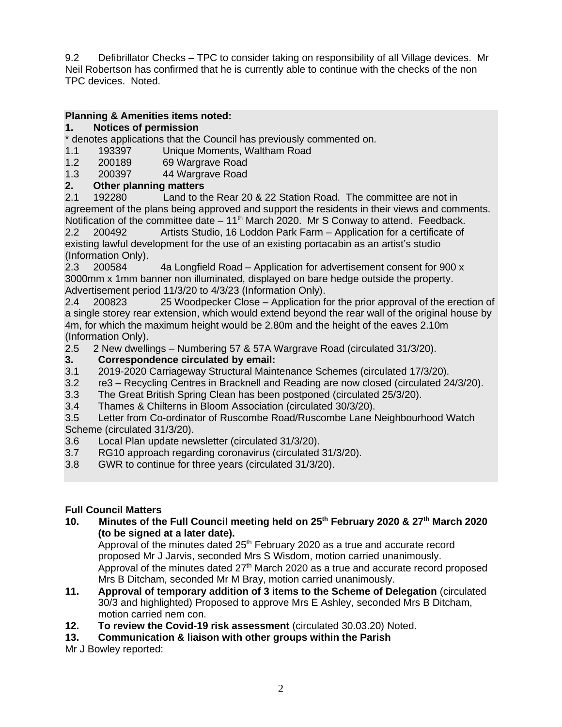9.2 Defibrillator Checks – TPC to consider taking on responsibility of all Village devices. Mr Neil Robertson has confirmed that he is currently able to continue with the checks of the non TPC devices. Noted.

**Planning & Amenities items noted:**

**1. Notices of permission**

* denotes applications that the Council has previously commented on.

1.1 193397 Unique Moments, Waltham Road

1.2 200189 69 Wargrave Road

1.3 200397 44 Wargrave Road

**2. Other planning matters**

2.1 192280 Land to the Rear 20 & 22 Station Road. The committee are not in agreement of the plans being approved and support the residents in their views and comments. Notification of the committee date – 11th March 2020. Mr S Conway to attend. Feedback.

2.2 200492 Artists Studio, 16 Loddon Park Farm – Application for a certificate of existing lawful development for the use of an existing portacabin as an artist's studio (Information Only).

2.3 200584 4a Longfield Road – Application for advertisement consent for 900 x 3000mm x 1mm banner non illuminated, displayed on bare hedge outside the property. Advertisement period 11/3/20 to 4/3/23 (Information Only).

2.4 200823 25 Woodpecker Close – Application for the prior approval of the erection of a single storey rear extension, which would extend beyond the rear wall of the original house by 4m, for which the maximum height would be 2.80m and the height of the eaves 2.10m (Information Only).

2.5 2 New dwellings – Numbering 57 & 57A Wargrave Road (circulated 31/3/20).

**3. Correspondence circulated by email:**

3.1 2019-2020 Carriageway Structural Maintenance Schemes (circulated 17/3/20).

3.2 re3 – Recycling Centres in Bracknell and Reading are now closed (circulated 24/3/20).

3.3 The Great British Spring Clean has been postponed (circulated 25/3/20).

3.4 Thames & Chilterns in Bloom Association (circulated 30/3/20).

3.5 Letter from Co-ordinator of Ruscombe Road/Ruscombe Lane Neighbourhood Watch Scheme (circulated 31/3/20).

3.6 Local Plan update newsletter (circulated 31/3/20).

3.7 RG10 approach regarding coronavirus (circulated 31/3/20).

3.8 GWR to continue for three years (circulated 31/3/20).

**Full Council Matters**

**10. Minutes of the Full Council meeting held on 25th February 2020 & 27th March 2020 (to be signed at a later date).**

Approval of the minutes dated 25th February 2020 as a true and accurate record proposed Mr J Jarvis, seconded Mrs S Wisdom, motion carried unanimously.

Approval of the minutes dated 27th March 2020 as a true and accurate record proposed Mrs B Ditcham, seconded Mr M Bray, motion carried unanimously.

**11. Approval of temporary addition of 3 items to the Scheme of Delegation** (circulated 30/3 and highlighted) Proposed to approve Mrs E Ashley, seconded Mrs B Ditcham, motion carried nem con.

**12. To review the Covid-19 risk assessment** (circulated 30.03.20) Noted.

**13. Communication & liaison with other groups within the Parish**

Mr J Bowley reported: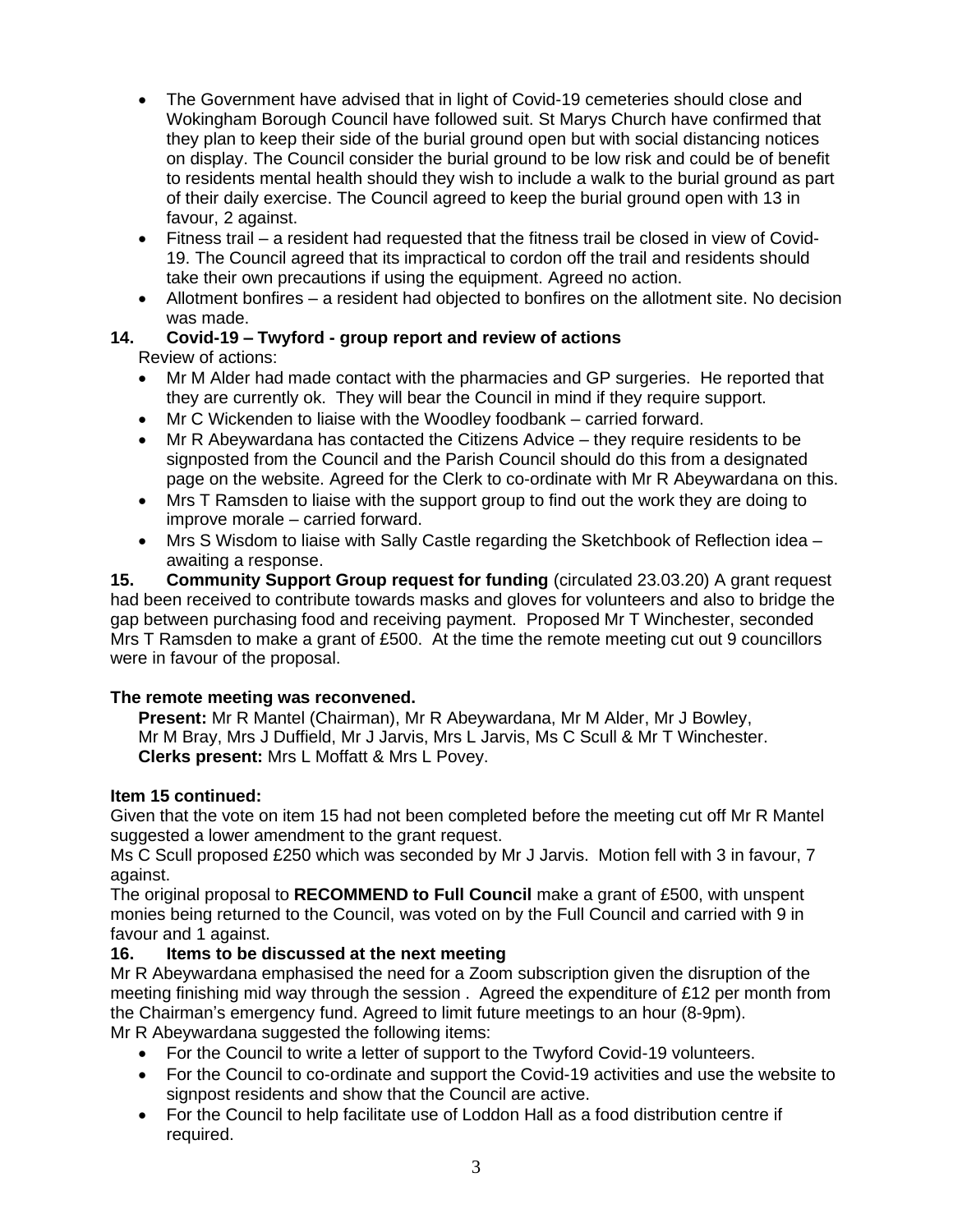- The Government have advised that in light of Covid-19 cemeteries should close and Wokingham Borough Council have followed suit. St Marys Church have confirmed that they plan to keep their side of the burial ground open but with social distancing notices on display. The Council consider the burial ground to be low risk and could be of benefit to residents mental health should they wish to include a walk to the burial ground as part of their daily exercise. The Council agreed to keep the burial ground open with 13 in favour, 2 against.
- Fitness trail – a resident had requested that the fitness trail be closed in view of Covid-19. The Council agreed that its impractical to cordon off the trail and residents should take their own precautions if using the equipment. Agreed no action.
- Allotment bonfires – a resident had objected to bonfires on the allotment site. No decision was made.

**14. Covid-19 – Twyford - group report and review of actions**

Review of actions:

- Mr M Alder had made contact with the pharmacies and GP surgeries. He reported that they are currently ok. They will bear the Council in mind if they require support.
- Mr C Wickenden to liaise with the Woodley foodbank – carried forward.
- Mr R Abeywardana has contacted the Citizens Advice – they require residents to be signposted from the Council and the Parish Council should do this from a designated page on the website. Agreed for the Clerk to co-ordinate with Mr R Abeywardana on this.
- Mrs T Ramsden to liaise with the support group to find out the work they are doing to improve morale – carried forward.
- Mrs S Wisdom to liaise with Sally Castle regarding the Sketchbook of Reflection idea – awaiting a response.

**15. Community Support Group request for funding** (circulated 23.03.20) A grant request had been received to contribute towards masks and gloves for volunteers and also to bridge the gap between purchasing food and receiving payment. Proposed Mr T Winchester, seconded Mrs T Ramsden to make a grant of £500. At the time the remote meeting cut out 9 councillors were in favour of the proposal.

**The remote meeting was reconvened.**

**Present:** Mr R Mantel (Chairman), Mr R Abeywardana, Mr M Alder, Mr J Bowley, Mr M Bray, Mrs J Duffield, Mr J Jarvis, Mrs L Jarvis, Ms C Scull & Mr T Winchester.
**Clerks present:** Mrs L Moffatt & Mrs L Povey.

**Item 15 continued:**

Given that the vote on item 15 had not been completed before the meeting cut off Mr R Mantel suggested a lower amendment to the grant request.

Ms C Scull proposed £250 which was seconded by Mr J Jarvis. Motion fell with 3 in favour, 7 against.

The original proposal to **RECOMMEND to Full Council** make a grant of £500, with unspent monies being returned to the Council, was voted on by the Full Council and carried with 9 in favour and 1 against.

**16. Items to be discussed at the next meeting**

Mr R Abeywardana emphasised the need for a Zoom subscription given the disruption of the meeting finishing mid way through the session . Agreed the expenditure of £12 per month from the Chairman's emergency fund. Agreed to limit future meetings to an hour (8-9pm).

Mr R Abeywardana suggested the following items:

- For the Council to write a letter of support to the Twyford Covid-19 volunteers.
- For the Council to co-ordinate and support the Covid-19 activities and use the website to signpost residents and show that the Council are active.
- For the Council to help facilitate use of Loddon Hall as a food distribution centre if required.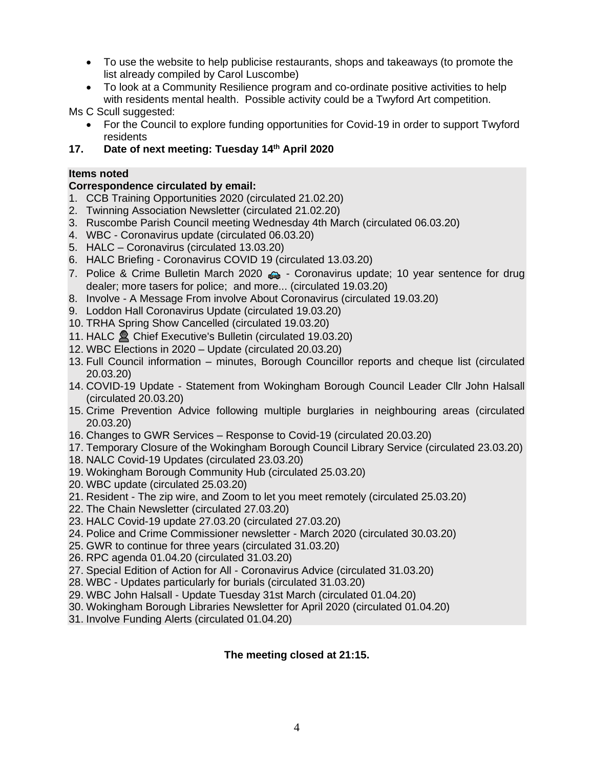- To use the website to help publicise restaurants, shops and takeaways (to promote the list already compiled by Carol Luscombe)
- To look at a Community Resilience program and co-ordinate positive activities to help with residents mental health. Possible activity could be a Twyford Art competition.

Ms C Scull suggested:

- For the Council to explore funding opportunities for Covid-19 in order to support Twyford residents

**17. Date of next meeting: Tuesday 14th April 2020**

**Items noted**

**Correspondence circulated by email:**

1. CCB Training Opportunities 2020 (circulated 21.02.20)
2. Twinning Association Newsletter (circulated 21.02.20)
3. Ruscombe Parish Council meeting Wednesday 4th March (circulated 06.03.20)
4. WBC - Coronavirus update (circulated 06.03.20)
5. HALC – Coronavirus (circulated 13.03.20)
6. HALC Briefing - Coronavirus COVID 19 (circulated 13.03.20)
7. Police & Crime Bulletin March 2020 🚓 - Coronavirus update; 10 year sentence for drug dealer; more tasers for police; and more... (circulated 19.03.20)
8. Involve - A Message From involve About Coronavirus (circulated 19.03.20)
9. Loddon Hall Coronavirus Update (circulated 19.03.20)
10. TRHA Spring Show Cancelled (circulated 19.03.20)
11. HALC 👤 Chief Executive's Bulletin (circulated 19.03.20)
12. WBC Elections in 2020 – Update (circulated 20.03.20)
13. Full Council information – minutes, Borough Councillor reports and cheque list (circulated 20.03.20)
14. COVID-19 Update - Statement from Wokingham Borough Council Leader Cllr John Halsall (circulated 20.03.20)
15. Crime Prevention Advice following multiple burglaries in neighbouring areas (circulated 20.03.20)
16. Changes to GWR Services – Response to Covid-19 (circulated 20.03.20)
17. Temporary Closure of the Wokingham Borough Council Library Service (circulated 23.03.20)
18. NALC Covid-19 Updates (circulated 23.03.20)
19. Wokingham Borough Community Hub (circulated 25.03.20)
20. WBC update (circulated 25.03.20)
21. Resident - The zip wire, and Zoom to let you meet remotely (circulated 25.03.20)
22. The Chain Newsletter (circulated 27.03.20)
23. HALC Covid-19 update 27.03.20 (circulated 27.03.20)
24. Police and Crime Commissioner newsletter - March 2020 (circulated 30.03.20)
25. GWR to continue for three years (circulated 31.03.20)
26. RPC agenda 01.04.20 (circulated 31.03.20)
27. Special Edition of Action for All - Coronavirus Advice (circulated 31.03.20)
28. WBC - Updates particularly for burials (circulated 31.03.20)
29. WBC John Halsall - Update Tuesday 31st March (circulated 01.04.20)
30. Wokingham Borough Libraries Newsletter for April 2020 (circulated 01.04.20)
31. Involve Funding Alerts (circulated 01.04.20)

**The meeting closed at 21:15.**